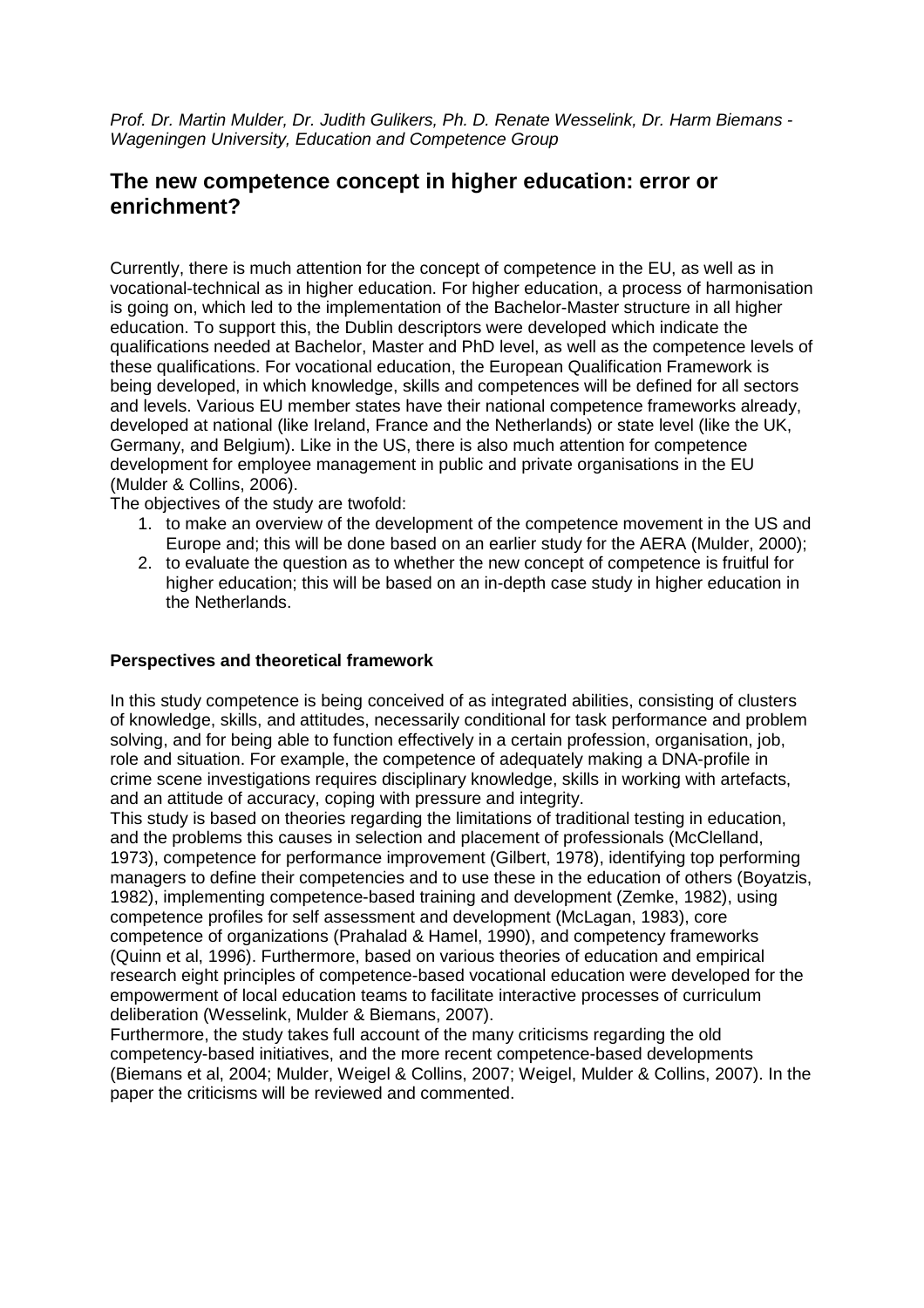*Prof. Dr. Martin Mulder, Dr. Judith Gulikers, Ph. D. Renate Wesselink, Dr. Harm Biemans - Wageningen University, Education and Competence Group*

## The new competence concept in higher education: error or enrichment?

Currently, there is much attention for the concept of competence in the EU, as well as in vocational-technical as in higher education. For higher education, a process of harmonisation is going on, which led to the implementation of the Bachelor-Master structure in all higher education. To support this, the Dublin descriptors were developed which indicate the qualifications needed at Bachelor, Master and PhD level, as well as the competence levels of these qualifications. For vocational education, the European Qualification Framework is being developed, in which knowledge, skills and competences will be defined for all sectors and levels. Various EU member states have their national competence frameworks already, developed at national (like Ireland, France and the Netherlands) or state level (like the UK, Germany, and Belgium). Like in the US, there is also much attention for competence development for employee management in public and private organisations in the EU (Mulder & Collins, 2006).

The objectives of the study are twofold:

1. to make an overview of the development of the competence movement in the US and Europe and; this will be done based on an earlier study for the AERA (Mulder, 2000);
2. to evaluate the question as to whether the new concept of competence is fruitful for higher education; this will be based on an in-depth case study in higher education in the Netherlands.

### Perspectives and theoretical framework

In this study competence is being conceived of as integrated abilities, consisting of clusters of knowledge, skills, and attitudes, necessarily conditional for task performance and problem solving, and for being able to function effectively in a certain profession, organisation, job, role and situation. For example, the competence of adequately making a DNA-profile in crime scene investigations requires disciplinary knowledge, skills in working with artefacts, and an attitude of accuracy, coping with pressure and integrity.

This study is based on theories regarding the limitations of traditional testing in education, and the problems this causes in selection and placement of professionals (McClelland, 1973), competence for performance improvement (Gilbert, 1978), identifying top performing managers to define their competencies and to use these in the education of others (Boyatzis, 1982), implementing competence-based training and development (Zemke, 1982), using competence profiles for self assessment and development (McLagan, 1983), core competence of organizations (Prahalad & Hamel, 1990), and competency frameworks (Quinn et al, 1996). Furthermore, based on various theories of education and empirical research eight principles of competence-based vocational education were developed for the empowerment of local education teams to facilitate interactive processes of curriculum deliberation (Wesselink, Mulder & Biemans, 2007).

Furthermore, the study takes full account of the many criticisms regarding the old competency-based initiatives, and the more recent competence-based developments (Biemans et al, 2004; Mulder, Weigel & Collins, 2007; Weigel, Mulder & Collins, 2007). In the paper the criticisms will be reviewed and commented.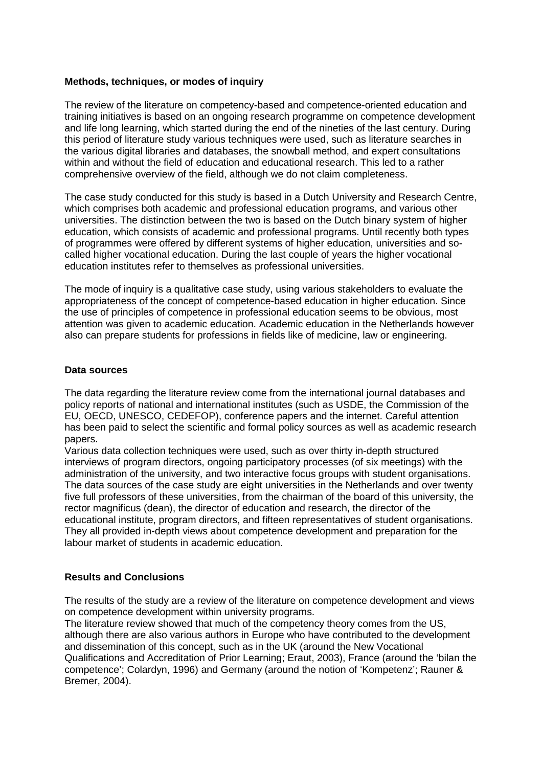**Methods, techniques, or modes of inquiry**

The review of the literature on competency-based and competence-oriented education and training initiatives is based on an ongoing research programme on competence development and life long learning, which started during the end of the nineties of the last century. During this period of literature study various techniques were used, such as literature searches in the various digital libraries and databases, the snowball method, and expert consultations within and without the field of education and educational research. This led to a rather comprehensive overview of the field, although we do not claim completeness.

The case study conducted for this study is based in a Dutch University and Research Centre, which comprises both academic and professional education programs, and various other universities. The distinction between the two is based on the Dutch binary system of higher education, which consists of academic and professional programs. Until recently both types of programmes were offered by different systems of higher education, universities and so-called higher vocational education. During the last couple of years the higher vocational education institutes refer to themselves as professional universities.

The mode of inquiry is a qualitative case study, using various stakeholders to evaluate the appropriateness of the concept of competence-based education in higher education. Since the use of principles of competence in professional education seems to be obvious, most attention was given to academic education. Academic education in the Netherlands however also can prepare students for professions in fields like of medicine, law or engineering.

**Data sources**

The data regarding the literature review come from the international journal databases and policy reports of national and international institutes (such as USDE, the Commission of the EU, OECD, UNESCO, CEDEFOP), conference papers and the internet. Careful attention has been paid to select the scientific and formal policy sources as well as academic research papers.

Various data collection techniques were used, such as over thirty in-depth structured interviews of program directors, ongoing participatory processes (of six meetings) with the administration of the university, and two interactive focus groups with student organisations. The data sources of the case study are eight universities in the Netherlands and over twenty five full professors of these universities, from the chairman of the board of this university, the rector magnificus (dean), the director of education and research, the director of the educational institute, program directors, and fifteen representatives of student organisations. They all provided in-depth views about competence development and preparation for the labour market of students in academic education.

**Results and Conclusions**

The results of the study are a review of the literature on competence development and views on competence development within university programs.

The literature review showed that much of the competency theory comes from the US, although there are also various authors in Europe who have contributed to the development and dissemination of this concept, such as in the UK (around the New Vocational Qualifications and Accreditation of Prior Learning; Eraut, 2003), France (around the 'bilan the competence'; Colardyn, 1996) and Germany (around the notion of 'Kompetenz'; Rauner & Bremer, 2004).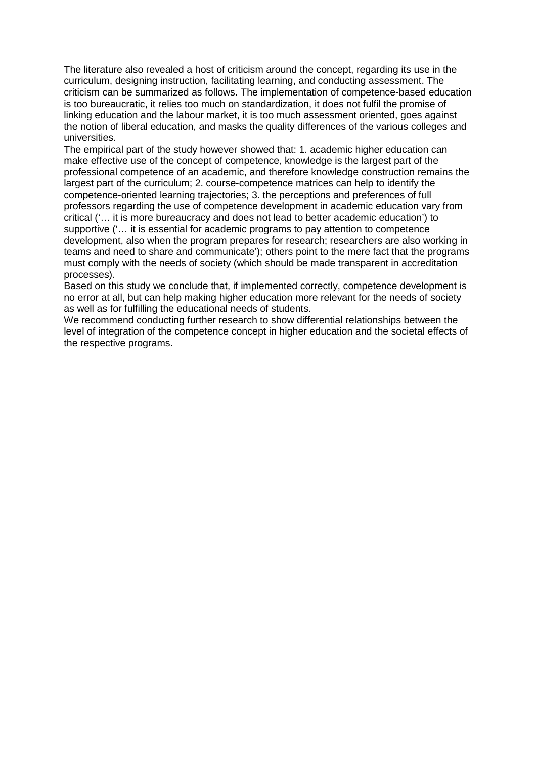The literature also revealed a host of criticism around the concept, regarding its use in the curriculum, designing instruction, facilitating learning, and conducting assessment. The criticism can be summarized as follows. The implementation of competence-based education is too bureaucratic, it relies too much on standardization, it does not fulfil the promise of linking education and the labour market, it is too much assessment oriented, goes against the notion of liberal education, and masks the quality differences of the various colleges and universities.

The empirical part of the study however showed that: 1. academic higher education can make effective use of the concept of competence, knowledge is the largest part of the professional competence of an academic, and therefore knowledge construction remains the largest part of the curriculum; 2. course-competence matrices can help to identify the competence-oriented learning trajectories; 3. the perceptions and preferences of full professors regarding the use of competence development in academic education vary from critical ('… it is more bureaucracy and does not lead to better academic education') to supportive ('… it is essential for academic programs to pay attention to competence development, also when the program prepares for research; researchers are also working in teams and need to share and communicate'); others point to the mere fact that the programs must comply with the needs of society (which should be made transparent in accreditation processes).

Based on this study we conclude that, if implemented correctly, competence development is no error at all, but can help making higher education more relevant for the needs of society as well as for fulfilling the educational needs of students.

We recommend conducting further research to show differential relationships between the level of integration of the competence concept in higher education and the societal effects of the respective programs.